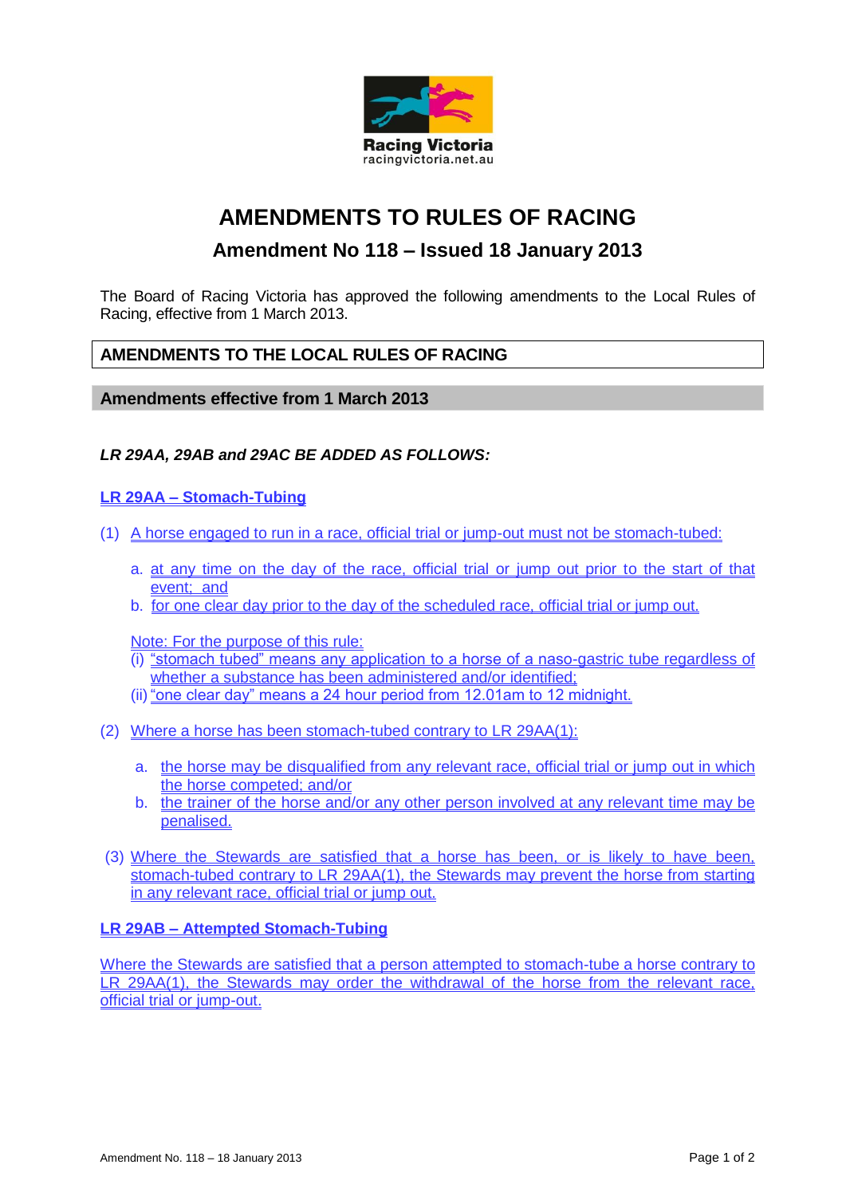Racing Victoria
racingvictoria.net.au

# AMENDMENTS TO RULES OF RACING

## Amendment No 118 – Issued 18 January 2013

The Board of Racing Victoria has approved the following amendments to the Local Rules of Racing, effective from 1 March 2013.

## AMENDMENTS TO THE LOCAL RULES OF RACING

### Amendments effective from 1 March 2013

***LR 29AA, 29AB and 29AC BE ADDED AS FOLLOWS:***

**LR 29AA – Stomach-Tubing**

(1) A horse engaged to run in a race, official trial or jump-out must not be stomach-tubed:

a. at any time on the day of the race, official trial or jump out prior to the start of that event; and
b. for one clear day prior to the day of the scheduled race, official trial or jump out.

Note: For the purpose of this rule:
(i) "stomach tubed" means any application to a horse of a naso-gastric tube regardless of whether a substance has been administered and/or identified;
(ii) "one clear day" means a 24 hour period from 12.01am to 12 midnight.

(2) Where a horse has been stomach-tubed contrary to LR 29AA(1):

a. the horse may be disqualified from any relevant race, official trial or jump out in which the horse competed; and/or
b. the trainer of the horse and/or any other person involved at any relevant time may be penalised.

(3) Where the Stewards are satisfied that a horse has been, or is likely to have been, stomach-tubed contrary to LR 29AA(1), the Stewards may prevent the horse from starting in any relevant race, official trial or jump out.

**LR 29AB – Attempted Stomach-Tubing**

Where the Stewards are satisfied that a person attempted to stomach-tube a horse contrary to LR 29AA(1), the Stewards may order the withdrawal of the horse from the relevant race, official trial or jump-out.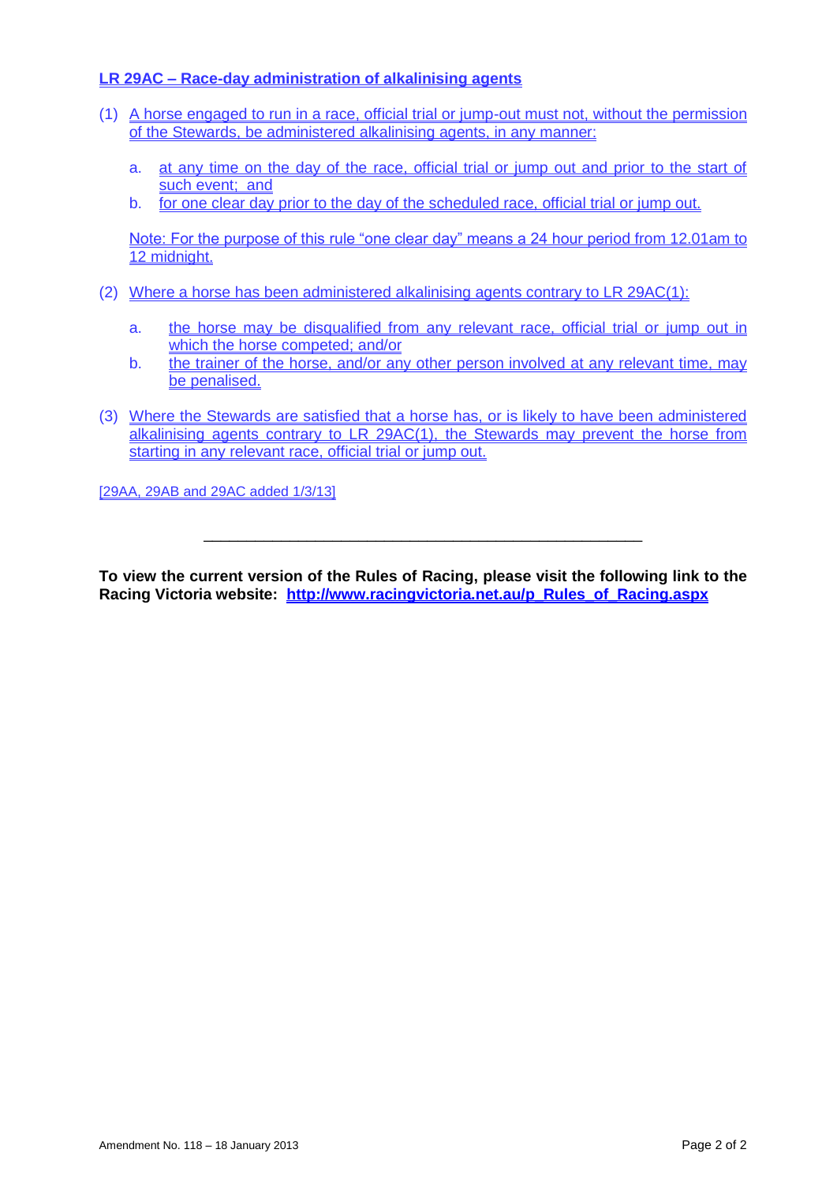## LR 29AC – Race-day administration of alkalinising agents

(1) A horse engaged to run in a race, official trial or jump-out must not, without the permission of the Stewards, be administered alkalinising agents, in any manner:

   a. at any time on the day of the race, official trial or jump out and prior to the start of such event; and
   b. for one clear day prior to the day of the scheduled race, official trial or jump out.

   Note: For the purpose of this rule "one clear day" means a 24 hour period from 12.01am to 12 midnight.

(2) Where a horse has been administered alkalinising agents contrary to LR 29AC(1):

   a. the horse may be disqualified from any relevant race, official trial or jump out in which the horse competed; and/or
   b. the trainer of the horse, and/or any other person involved at any relevant time, may be penalised.

(3) Where the Stewards are satisfied that a horse has, or is likely to have been administered alkalinising agents contrary to LR 29AC(1), the Stewards may prevent the horse from starting in any relevant race, official trial or jump out.

[29AA, 29AB and 29AC added 1/3/13]

---

**To view the current version of the Rules of Racing, please visit the following link to the Racing Victoria website: http://www.racingvictoria.net.au/p_Rules_of_Racing.aspx**